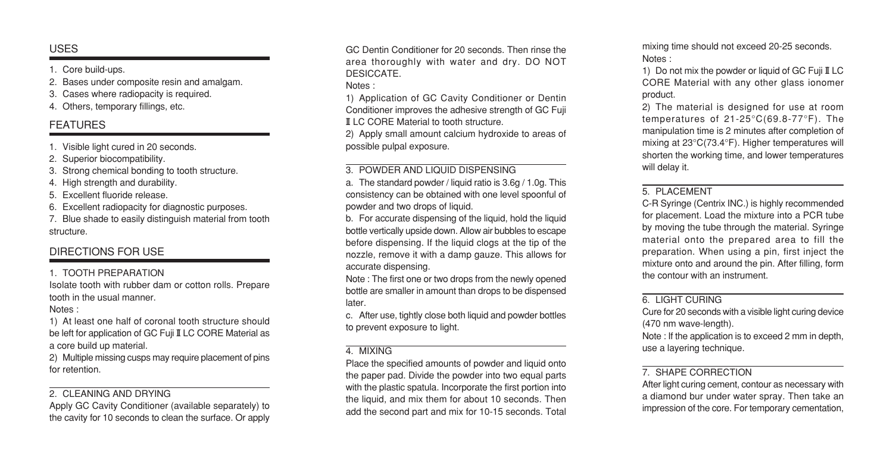## USES

1. Core build-ups.
2. Bases under composite resin and amalgam.
3. Cases where radiopacity is required.
4. Others, temporary fillings, etc.

## FEATURES

1. Visible light cured in 20 seconds.
2. Superior biocompatibility.
3. Strong chemical bonding to tooth structure.
4. High strength and durability.
5. Excellent fluoride release.
6. Excellent radiopacity for diagnostic purposes.
7. Blue shade to easily distinguish material from tooth structure.

## DIRECTIONS FOR USE

### 1. TOOTH PREPARATION

Isolate tooth with rubber dam or cotton rolls. Prepare tooth in the usual manner.

Notes :

1) At least one half of coronal tooth structure should be left for application of GC Fuji Ⅱ LC CORE Material as a core build up material.

2) Multiple missing cusps may require placement of pins for retention.

### 2. CLEANING AND DRYING

Apply GC Cavity Conditioner (available separately) to the cavity for 10 seconds to clean the surface. Or apply GC Dentin Conditioner for 20 seconds. Then rinse the area thoroughly with water and dry. DO NOT DESICCATE.

Notes :

1) Application of GC Cavity Conditioner or Dentin Conditioner improves the adhesive strength of GC Fuji Ⅱ LC CORE Material to tooth structure.

2) Apply small amount calcium hydroxide to areas of possible pulpal exposure.

### 3. POWDER AND LIQUID DISPENSING

a. The standard powder / liquid ratio is 3.6g / 1.0g. This consistency can be obtained with one level spoonful of powder and two drops of liquid.

b. For accurate dispensing of the liquid, hold the liquid bottle vertically upside down. Allow air bubbles to escape before dispensing. If the liquid clogs at the tip of the nozzle, remove it with a damp gauze. This allows for accurate dispensing.

Note : The first one or two drops from the newly opened bottle are smaller in amount than drops to be dispensed later.

c. After use, tightly close both liquid and powder bottles to prevent exposure to light.

### 4. MIXING

Place the specified amounts of powder and liquid onto the paper pad. Divide the powder into two equal parts with the plastic spatula. Incorporate the first portion into the liquid, and mix them for about 10 seconds. Then add the second part and mix for 10-15 seconds. Total mixing time should not exceed 20-25 seconds.

Notes :

1) Do not mix the powder or liquid of GC Fuji Ⅱ LC CORE Material with any other glass ionomer product.

2) The material is designed for use at room temperatures of 21-25°C(69.8-77°F). The manipulation time is 2 minutes after completion of mixing at 23°C(73.4°F). Higher temperatures will shorten the working time, and lower temperatures will delay it.

### 5. PLACEMENT

C-R Syringe (Centrix INC.) is highly recommended for placement. Load the mixture into a PCR tube by moving the tube through the material. Syringe material onto the prepared area to fill the preparation. When using a pin, first inject the mixture onto and around the pin. After filling, form the contour with an instrument.

### 6. LIGHT CURING

Cure for 20 seconds with a visible light curing device (470 nm wave-length).

Note : If the application is to exceed 2 mm in depth, use a layering technique.

### 7. SHAPE CORRECTION

After light curing cement, contour as necessary with a diamond bur under water spray. Then take an impression of the core. For temporary cementation,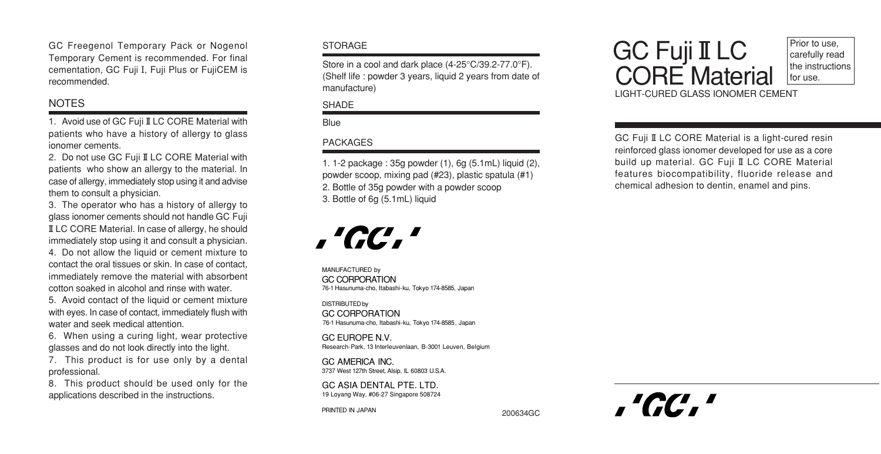GC Freegenol Temporary Pack or Nogenol Temporary Cement is recommended. For final cementation, GC Fuji I, Fuji Plus or FujiCEM is recommended.

## NOTES

1. Avoid use of GC Fuji II LC CORE Material with patients who have a history of allergy to glass ionomer cements.
2. Do not use GC Fuji II LC CORE Material with patients who show an allergy to the material. In case of allergy, immediately stop using it and advise them to consult a physician.
3. The operator who has a history of allergy to glass ionomer cements should not handle GC Fuji II LC CORE Material. In case of allergy, he should immediately stop using it and consult a physician.
4. Do not allow the liquid or cement mixture to contact the oral tissues or skin. In case of contact, immediately remove the material with absorbent cotton soaked in alcohol and rinse with water.
5. Avoid contact of the liquid or cement mixture with eyes. In case of contact, immediately flush with water and seek medical attention.
6. When using a curing light, wear protective glasses and do not look directly into the light.
7. This product is for use only by a dental professional.
8. This product should be used only for the applications described in the instructions.

## STORAGE

Store in a cool and dark place (4-25°C/39.2-77.0°F).
(Shelf life : powder 3 years, liquid 2 years from date of manufacture)

## SHADE

Blue

## PACKAGES

1. 1-2 package : 35g powder (1), 6g (5.1mL) liquid (2), powder scoop, mixing pad (#23), plastic spatula (#1)
2. Bottle of 35g powder with a powder scoop
3. Bottle of 6g (5.1mL) liquid

GC

MANUFACTURED by
GC CORPORATION
76-1 Hasunuma-cho, Itabashi-ku, Tokyo 174-8585, Japan

DISTRIBUTED by
GC CORPORATION
76-1 Hasunuma-cho, Itabashi-ku, Tokyo 174-8585, Japan

GC EUROPE N.V.
Research-Park, 13 Interleuvenlaan, B-3001 Leuven, Belgium

GC AMERICA INC.
3737 West 127th Street, Alsip, IL 60803 U.S.A.

GC ASIA DENTAL PTE. LTD.
19 Loyang Way, #06-27 Singapore 508724

PRINTED IN JAPAN

200634GC

# GC Fuji II LC CORE Material

Prior to use, carefully read the instructions for use.

LIGHT-CURED GLASS IONOMER CEMENT

GC Fuji II LC CORE Material is a light-cured resin reinforced glass ionomer developed for use as a core build up material. GC Fuji II LC CORE Material features biocompatibility, fluoride release and chemical adhesion to dentin, enamel and pins.

GC